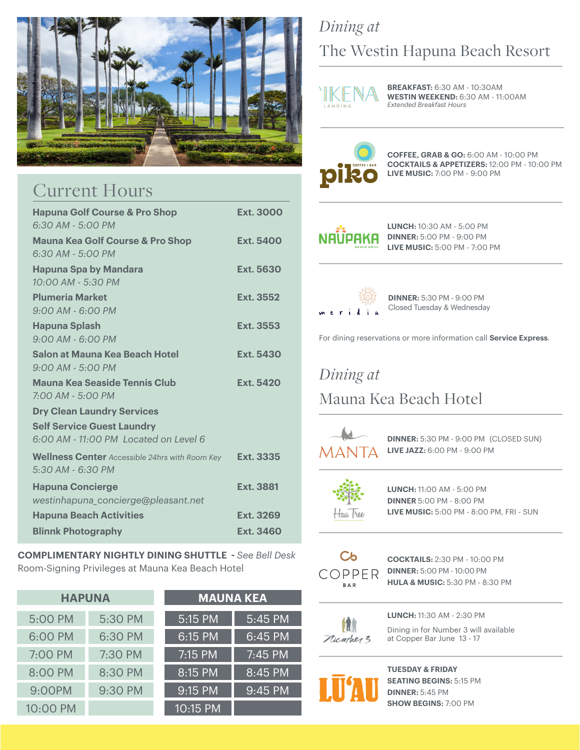## Current Hours

| | |
|---|---|
| **Hapuna Golf Course & Pro Shop** *6:30 AM - 5:00 PM* | **Ext. 3000** |
| **Mauna Kea Golf Course & Pro Shop** *6:30 AM - 5:00 PM* | **Ext. 5400** |
| **Hapuna Spa by Mandara** *10:00 AM - 5:30 PM* | **Ext. 5630** |
| **Plumeria Market** *9:00 AM - 6:00 PM* | **Ext. 3552** |
| **Hapuna Splash** *9:00 AM - 6:00 PM* | **Ext. 3553** |
| **Salon at Mauna Kea Beach Hotel** *9:00 AM - 5:00 PM* | **Ext. 5430** |
| **Mauna Kea Seaside Tennis Club** *7:00 AM - 5:00 PM* | **Ext. 5420** |
| **Dry Clean Laundry Services** | |
| **Self Service Guest Laundry** *6:00 AM - 11:00 PM Located on Level 6* | |
| **Wellness Center** *Accessible 24hrs with Room Key* *5:30 AM - 6:30 PM* | **Ext. 3335** |
| **Hapuna Concierge** *westinhapuna_concierge@pleasant.net* | **Ext. 3881** |
| **Hapuna Beach Activities** | **Ext. 3269** |
| **Blinnk Photography** | **Ext. 3460** |

**COMPLIMENTARY NIGHTLY DINING SHUTTLE** - *See Bell Desk*
Room-Signing Privileges at Mauna Kea Beach Hotel

| HAPUNA | | MAUNA KEA | |
|---|---|---|---|
| 5:00 PM | 5:30 PM | 5:15 PM | 5:45 PM |
| 6:00 PM | 6:30 PM | 6:15 PM | 6:45 PM |
| 7:00 PM | 7:30 PM | 7:15 PM | 7:45 PM |
| 8:00 PM | 8:30 PM | 8:15 PM | 8:45 PM |
| 9:00PM | 9:30 PM | 9:15 PM | 9:45 PM |
| 10:00 PM | | 10:15 PM | |

## *Dining at* The Westin Hapuna Beach Resort

**'IKENA LANDING**
**BREAKFAST:** 6:30 AM - 10:30AM
**WESTIN WEEKEND:** 6:30 AM - 11:00AM
*Extended Breakfast Hours*

**piko COFFEE + BAR**
**COFFEE, GRAB & GO:** 6:00 AM - 10:00 PM
**COCKTAILS & APPETIZERS:** 12:00 PM - 10:00 PM
**LIVE MUSIC:** 7:00 PM - 9:00 PM

**NAUPAKA BEACH GRILL**
**LUNCH:** 10:30 AM - 5:00 PM
**DINNER:** 5:00 PM - 9:00 PM
**LIVE MUSIC:** 5:00 PM - 7:00 PM

**meridia**
**DINNER:** 5:30 PM - 9:00 PM
Closed Tuesday & Wednesday

For dining reservations or more information call **Service Express**.

## *Dining at* Mauna Kea Beach Hotel

**MANTA**
**DINNER:** 5:30 PM - 9:00 PM (CLOSED SUN)
**LIVE JAZZ:** 6:00 PM - 9:00 PM

**Hau Tree**
**LUNCH:** 11:00 AM - 5:00 PM
**DINNER** 5:00 PM - 8:00 PM
**LIVE MUSIC:** 5:00 PM - 8:00 PM, FRI - SUN

**COPPER BAR**
**COCKTAILS:** 2:30 PM - 10:00 PM
**DINNER:** 5:00 PM - 10:00 PM
**HULA & MUSIC:** 5:30 PM - 8:30 PM

**Number 3**
**LUNCH:** 11:30 AM - 2:30 PM
Dining in for Number 3 will available at Copper Bar June 13 - 17

**LŪ'AU**
**TUESDAY & FRIDAY**
**SEATING BEGINS:** 5:15 PM
**DINNER:** 5:45 PM
**SHOW BEGINS:** 7:00 PM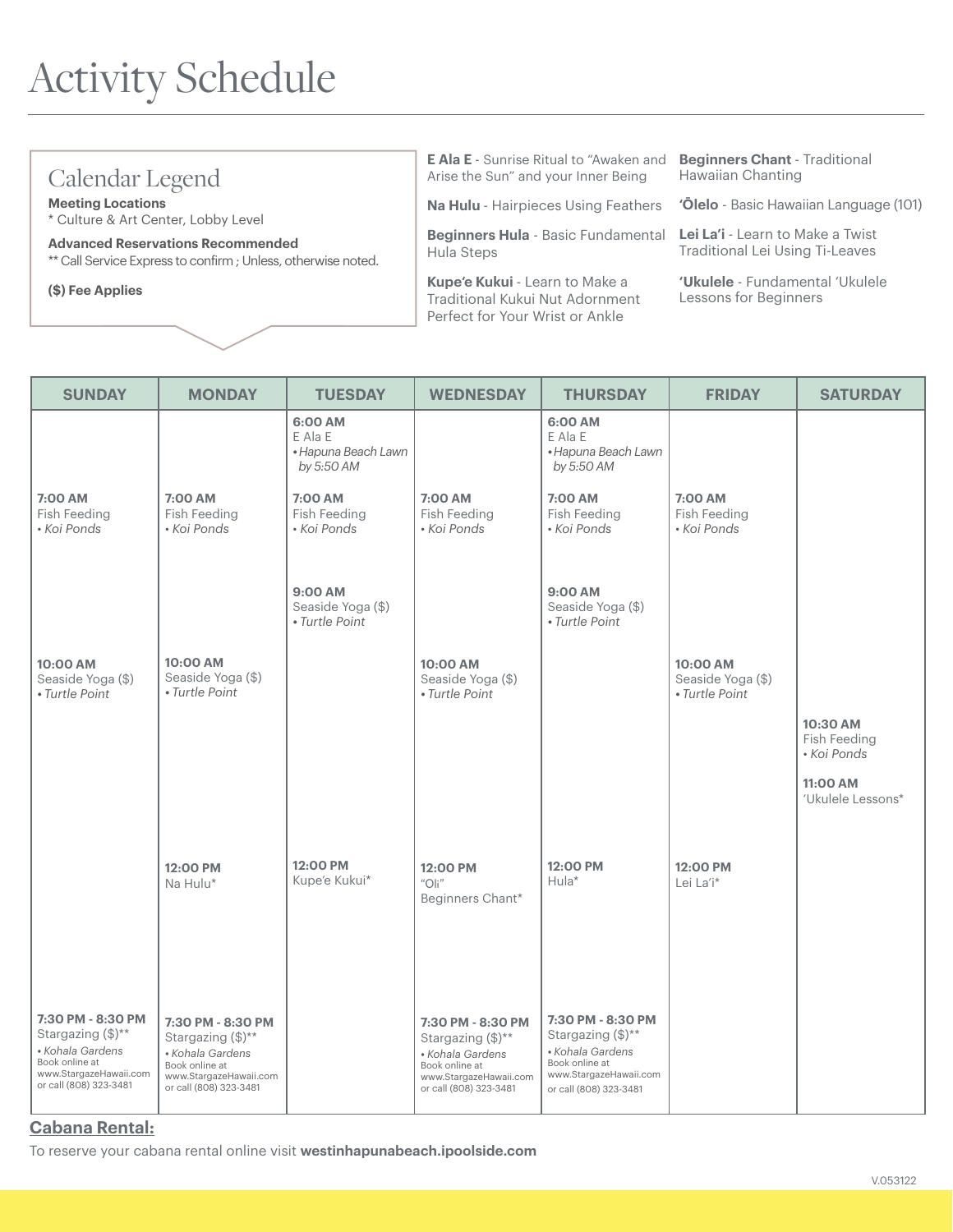# Activity Schedule

## Calendar Legend

**Meeting Locations**
* Culture & Art Center, Lobby Level

**Advanced Reservations Recommended**
** Call Service Express to confirm ; Unless, otherwise noted.

**($) Fee Applies**

**E Ala E** - Sunrise Ritual to "Awaken and Arise the Sun" and your Inner Being

**Na Hulu** - Hairpieces Using Feathers

**Beginners Hula** - Basic Fundamental Hula Steps

**Kupe'e Kukui** - Learn to Make a Traditional Kukui Nut Adornment Perfect for Your Wrist or Ankle

**Beginners Chant** - Traditional Hawaiian Chanting

**'Ōlelo** - Basic Hawaiian Language (101)

**Lei La'i** - Learn to Make a Twist Traditional Lei Using Ti-Leaves

**'Ukulele** - Fundamental 'Ukulele Lessons for Beginners

| SUNDAY | MONDAY | TUESDAY | WEDNESDAY | THURSDAY | FRIDAY | SATURDAY |
|---|---|---|---|---|---|---|
| | | **6:00 AM** E Ala E • *Hapuna Beach Lawn by 5:50 AM* | | **6:00 AM** E Ala E • *Hapuna Beach Lawn by 5:50 AM* | | |
| **7:00 AM** Fish Feeding • *Koi Ponds* | **7:00 AM** Fish Feeding • *Koi Ponds* | **7:00 AM** Fish Feeding • *Koi Ponds* | **7:00 AM** Fish Feeding • *Koi Ponds* | **7:00 AM** Fish Feeding • *Koi Ponds* | **7:00 AM** Fish Feeding • *Koi Ponds* | |
| | | **9:00 AM** Seaside Yoga ($) • *Turtle Point* | | **9:00 AM** Seaside Yoga ($) • *Turtle Point* | | |
| **10:00 AM** Seaside Yoga ($) • *Turtle Point* | **10:00 AM** Seaside Yoga ($) • *Turtle Point* | | **10:00 AM** Seaside Yoga ($) • *Turtle Point* | | **10:00 AM** Seaside Yoga ($) • *Turtle Point* | |
| | | | | | | **10:30 AM** Fish Feeding • *Koi Ponds* |
| | | | | | | **11:00 AM** 'Ukulele Lessons* |
| | **12:00 PM** Na Hulu* | **12:00 PM** Kupe'e Kukui* | **12:00 PM** "Oli" Beginners Chant* | **12:00 PM** Hula* | **12:00 PM** Lei La'i* | |
| **7:30 PM - 8:30 PM** Stargazing ($)** • *Kohala Gardens* Book online at www.StargazeHawaii.com or call (808) 323-3481 | **7:30 PM - 8:30 PM** Stargazing ($)** • *Kohala Gardens* Book online at www.StargazeHawaii.com or call (808) 323-3481 | | **7:30 PM - 8:30 PM** Stargazing ($)** • *Kohala Gardens* Book online at www.StargazeHawaii.com or call (808) 323-3481 | **7:30 PM - 8:30 PM** Stargazing ($)** • *Kohala Gardens* Book online at www.StargazeHawaii.com or call (808) 323-3481 | | |

**Cabana Rental:**

To reserve your cabana rental online visit **westinhapunabeach.ipoolside.com**

V.053122